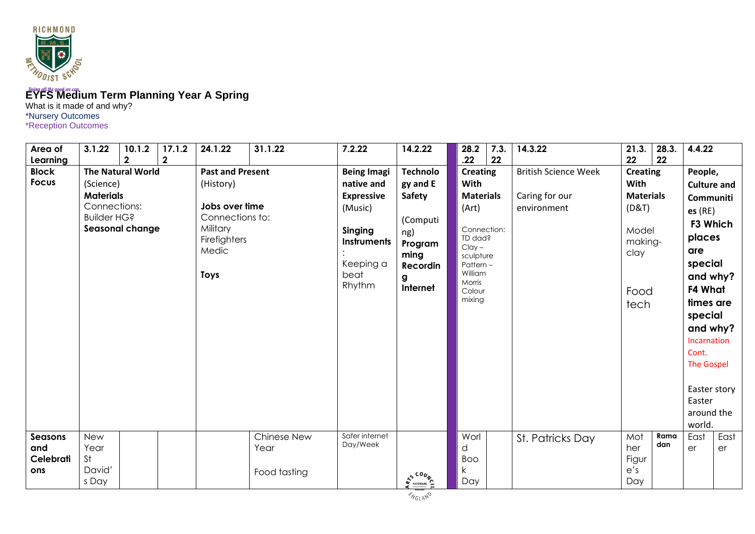# EYFS Medium Term Planning Year A Spring

What is it made of and why?

*Nursery Outcomes

*Reception Outcomes

| Area of Learning | 3.1.22 | 10.1.22 | 17.1.22 | 24.1.22 | 31.1.22 | 7.2.22 | 14.2.22 | | 28.2.22 | 7.3.22 | 14.3.22 | 21.3.22 | 28.3.22 | 4.4.22 | |
|---|---|---|---|---|---|---|---|---|---|---|---|---|---|---|---|
| **Block Focus** | **The Natural World** (Science) **Materials** Connections: Builder HG? **Seasonal change** | | | **Past and Present** (History) **Jobs over time** Connections to: Military Firefighters Medic **Toys** | | **Being Imaginative and Expressive** (Music) **Singing Instruments**: Keeping a beat Rhythm | **Technology and E Safety** (Computing) **Programming Recording Internet** | | **Creating With Materials** (Art) Connection: TD dad? Clay – sculpture Pattern – William Morris Colour mixing | | British Science Week Caring for our environment | **Creating With Materials** (D&T) Model making- clay Food tech | | **People, Culture and Communities** (RE) **F3 Which places are special and why? F4 What times are special and why?** Incarnation Cont. The Gospel Easter story Easter around the world. | |
| **Seasons and Celebrations** | New Year St David's Day | | | | Chinese New Year Food tasting | Safer internet Day/Week | | | World Book Day | | St. Patricks Day | Mother Figure's Day | Ramadan | Easter | Easter |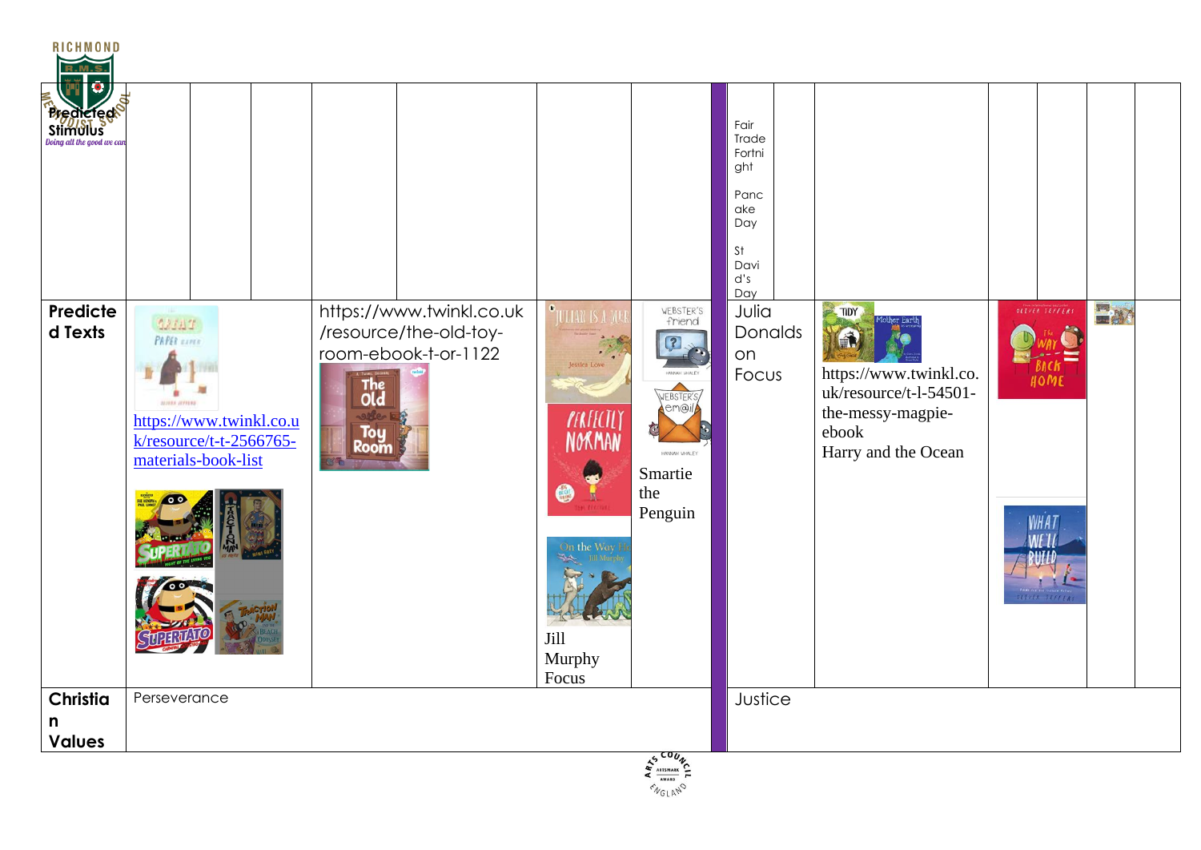| Predicted Stimulus | | | | | | | Fair Trade Fortnight<br><br>Pancake Day<br><br>St David's Day | | | | | | |
|---|---|---|---|---|---|---|---|---|---|---|---|---|---|
| **Predicted Texts** | https://www.twinkl.co.uk/resource/t-t-2566765-materials-book-list | | https://www.twinkl.co.uk/resource/the-old-toy-room-ebook-t-or-1122 | | Jill Murphy Focus | Smartie the Penguin | Julia Donaldson Focus | | https://www.twinkl.co.uk/resource/t-l-54501-the-messy-magpie-ebook<br>Harry and the Ocean | | | | |
| **Christian Values** | Perseverance | | | | | | Justice | | | | | | |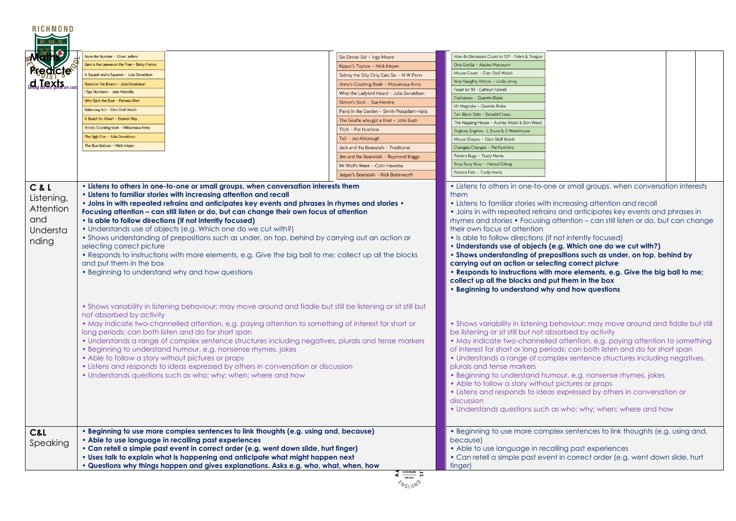| Maths Predicted Texts | None the Number - Oliver Jeffers<br>Zero is the Leaves on the Tree - Betsy Franco<br>A Squash and a Squeeze - Julia Donaldson<br>Room on the Broom - Julia Donaldson<br>I Spy Numbers - Jean Marzello<br>Who Sank the Boat - Pamela Allen<br>Balancing Act - Ellen Stoll Walsh<br>A Beach for Albert - Eleanor May<br>Anno's Counting book - Mitsumasa Anno<br>The Ugly Five - Julia Donaldson<br>The Blue Balloon - Mick Inkpen<br><br>Six Dinner Sid - Inga Moore<br>Kipper's Toybox - Mick Inkpen<br>Sidney the Silly Only Eats Six - M W Penn<br>Anno's Counting Book - Mitsumasa Anno<br>What the Ladybird Heard - Julia Donaldson<br>Simon's Sock - Sue Hendra<br>Pairs! In the Garden - Smriti Prasadam-Halls<br>The Giraffe who got a Knot - John Bush<br>Titch - Pat Hutchins<br>Tall - Jez Alborough<br>Jack and the Beanstalk - Traditional<br>Jim and the Beanstalk - Raymond Briggs<br>Mr Wolf's Week - Colin Hawkins<br>Jasper's Beanstalk - Nick Butterworth | How do Dinosaurs Count to 10? - Yolen & Teague<br>One Gorilla - Atsuko Morozumi<br>Mouse Count - Ellen Stoll Walsh<br>Nine Naughty Kittens - Linda Jenny<br>Feast for 10 - Cathryn Falwell<br>Cockatoos - Quentin Blake<br>Mr Magnolia - Quentin Blake<br>Ten Black Dots - Donald Crews<br>The Napping House - Audrey Wood & Don Wood<br>Engines Engines - L Bruce & S Waterhouse<br>Mouse Shapes - Ellen Stoll Walsh<br>Changes Changes - Pat Hutchins<br>Pattern Bugs - Trudy Harris<br>Busy Busy Busy - Haneul Ddang<br>Pattern Fish - Trudy Harris |
|---|---|---|
| **C & L** Listening, Attention and Understanding | **• Listens to others in one-to-one or small groups, when conversation interests them**<br>**• Listens to familiar stories with increasing attention and recall**<br>**• Joins in with repeated refrains and anticipates key events and phrases in rhymes and stories • Focusing attention – can still listen or do, but can change their own focus of attention**<br>**• Is able to follow directions (if not intently focused)**<br>• Understands use of objects (e.g. Which one do we cut with?)<br>• Shows understanding of prepositions such as under, on top, behind by carrying out an action or selecting correct picture<br>• Responds to instructions with more elements, e.g. Give the big ball to me; collect up all the blocks and put them in the box<br>• Beginning to understand why and how questions<br><br>• Shows variability in listening behaviour; may move around and fiddle but still be listening or sit still but not absorbed by activity<br>• May indicate two-channelled attention, e.g. paying attention to something of interest for short or long periods; can both listen and do for short span<br>• Understands a range of complex sentence structures including negatives, plurals and tense markers<br>• Beginning to understand humour, e.g. nonsense rhymes, jokes<br>• Able to follow a story without pictures or props<br>• Listens and responds to ideas expressed by others in conversation or discussion<br>• Understands questions such as who; why; when; where and how | • Listens to others in one-to-one or small groups, when conversation interests them<br>• Listens to familiar stories with increasing attention and recall<br>• Joins in with repeated refrains and anticipates key events and phrases in rhymes and stories • Focusing attention – can still listen or do, but can change their own focus of attention<br>• Is able to follow directions (if not intently focused)<br>**• Understands use of objects (e.g. Which one do we cut with?)**<br>**• Shows understanding of prepositions such as under, on top, behind by carrying out an action or selecting correct picture**<br>**• Responds to instructions with more elements, e.g. Give the big ball to me; collect up all the blocks and put them in the box**<br>**• Beginning to understand why and how questions**<br><br>• Shows variability in listening behaviour; may move around and fiddle but still be listening or sit still but not absorbed by activity<br>• May indicate two-channelled attention, e.g. paying attention to something of interest for short or long periods; can both listen and do for short span<br>• Understands a range of complex sentence structures including negatives, plurals and tense markers<br>• Beginning to understand humour, e.g. nonsense rhymes, jokes<br>• Able to follow a story without pictures or props<br>• Listens and responds to ideas expressed by others in conversation or discussion<br>• Understands questions such as who; why; when; where and how |
| **C&L** Speaking | **• Beginning to use more complex sentences to link thoughts (e.g. using and, because)**<br>**• Able to use language in recalling past experiences**<br>**• Can retell a simple past event in correct order (e.g. went down slide, hurt finger)**<br>**• Uses talk to explain what is happening and anticipate what might happen next**<br>**• Questions why things happen and gives explanations. Asks e.g. who, what, when, how** | • Beginning to use more complex sentences to link thoughts (e.g. using and, because)<br>• Able to use language in recalling past experiences<br>• Can retell a simple past event in correct order (e.g. went down slide, hurt finger) |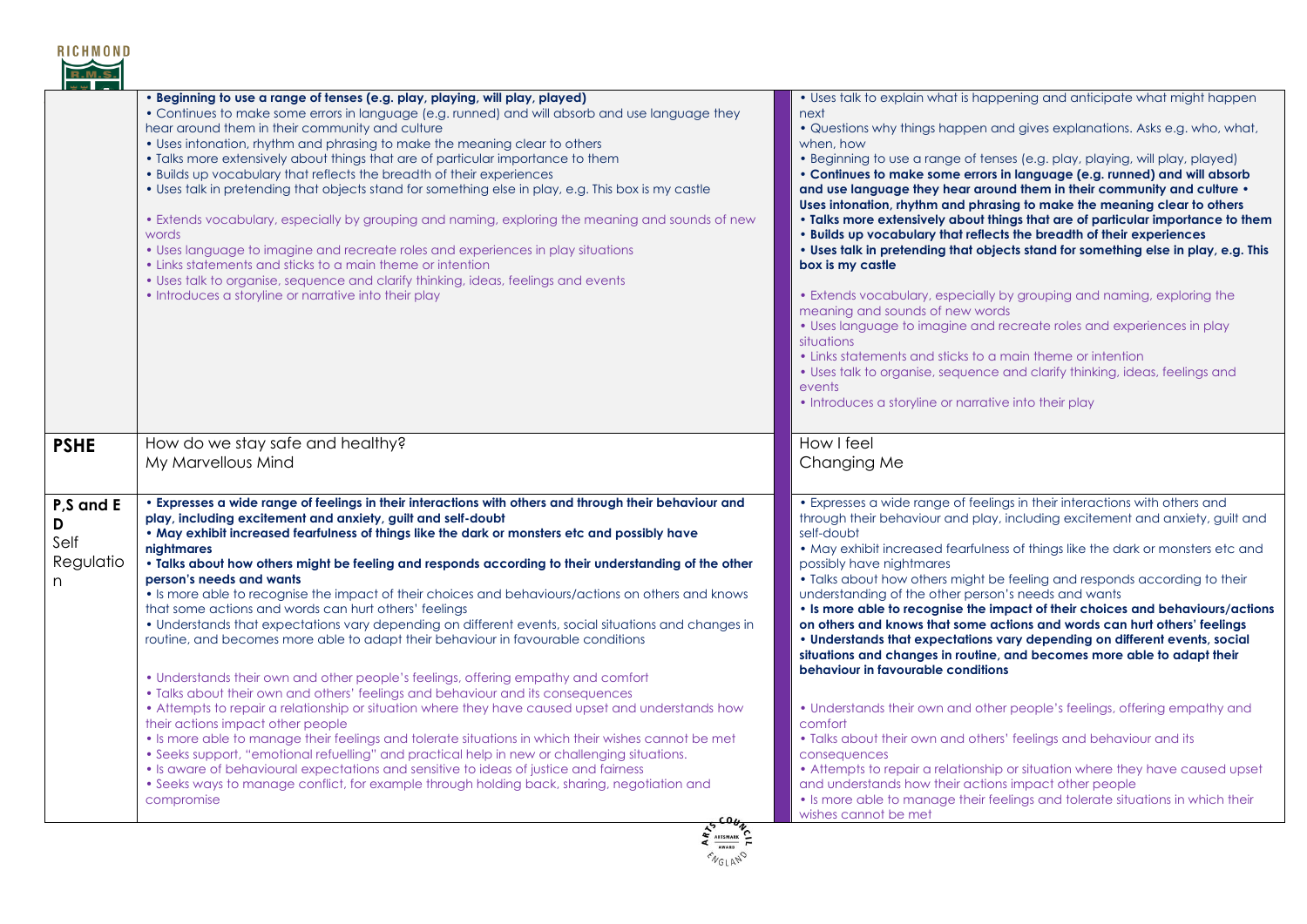| | | |
|---|---|---|
| | **• Beginning to use a range of tenses (e.g. play, playing, will play, played)**<br>• Continues to make some errors in language (e.g. runned) and will absorb and use language they hear around them in their community and culture<br>• Uses intonation, rhythm and phrasing to make the meaning clear to others<br>• Talks more extensively about things that are of particular importance to them<br>• Builds up vocabulary that reflects the breadth of their experiences<br>• Uses talk in pretending that objects stand for something else in play, e.g. This box is my castle<br><br>• Extends vocabulary, especially by grouping and naming, exploring the meaning and sounds of new words<br>• Uses language to imagine and recreate roles and experiences in play situations<br>• Links statements and sticks to a main theme or intention<br>• Uses talk to organise, sequence and clarify thinking, ideas, feelings and events<br>• Introduces a storyline or narrative into their play | • Uses talk to explain what is happening and anticipate what might happen next<br>• Questions why things happen and gives explanations. Asks e.g. who, what, when, how<br>• Beginning to use a range of tenses (e.g. play, playing, will play, played)<br>**• Continues to make some errors in language (e.g. runned) and will absorb and use language they hear around them in their community and culture • Uses intonation, rhythm and phrasing to make the meaning clear to others**<br>**• Talks more extensively about things that are of particular importance to them**<br>**• Builds up vocabulary that reflects the breadth of their experiences**<br>**• Uses talk in pretending that objects stand for something else in play, e.g. This box is my castle**<br><br>• Extends vocabulary, especially by grouping and naming, exploring the meaning and sounds of new words<br>• Uses language to imagine and recreate roles and experiences in play situations<br>• Links statements and sticks to a main theme or intention<br>• Uses talk to organise, sequence and clarify thinking, ideas, feelings and events<br>• Introduces a storyline or narrative into their play |
| **PSHE** | How do we stay safe and healthy?<br>My Marvellous Mind | How I feel<br>Changing Me |
| **P,S and E D**<br>Self Regulation | **• Expresses a wide range of feelings in their interactions with others and through their behaviour and play, including excitement and anxiety, guilt and self-doubt**<br>**• May exhibit increased fearfulness of things like the dark or monsters etc and possibly have nightmares**<br>**• Talks about how others might be feeling and responds according to their understanding of the other person's needs and wants**<br>• Is more able to recognise the impact of their choices and behaviours/actions on others and knows that some actions and words can hurt others' feelings<br>• Understands that expectations vary depending on different events, social situations and changes in routine, and becomes more able to adapt their behaviour in favourable conditions<br><br>• Understands their own and other people's feelings, offering empathy and comfort<br>• Talks about their own and others' feelings and behaviour and its consequences<br>• Attempts to repair a relationship or situation where they have caused upset and understands how their actions impact other people<br>• Is more able to manage their feelings and tolerate situations in which their wishes cannot be met<br>• Seeks support, "emotional refuelling" and practical help in new or challenging situations.<br>• Is aware of behavioural expectations and sensitive to ideas of justice and fairness<br>• Seeks ways to manage conflict, for example through holding back, sharing, negotiation and compromise | • Expresses a wide range of feelings in their interactions with others and through their behaviour and play, including excitement and anxiety, guilt and self-doubt<br>• May exhibit increased fearfulness of things like the dark or monsters etc and possibly have nightmares<br>• Talks about how others might be feeling and responds according to their understanding of the other person's needs and wants<br>**• Is more able to recognise the impact of their choices and behaviours/actions on others and knows that some actions and words can hurt others' feelings**<br>**• Understands that expectations vary depending on different events, social situations and changes in routine, and becomes more able to adapt their behaviour in favourable conditions**<br><br>• Understands their own and other people's feelings, offering empathy and comfort<br>• Talks about their own and others' feelings and behaviour and its consequences<br>• Attempts to repair a relationship or situation where they have caused upset and understands how their actions impact other people<br>• Is more able to manage their feelings and tolerate situations in which their wishes cannot be met |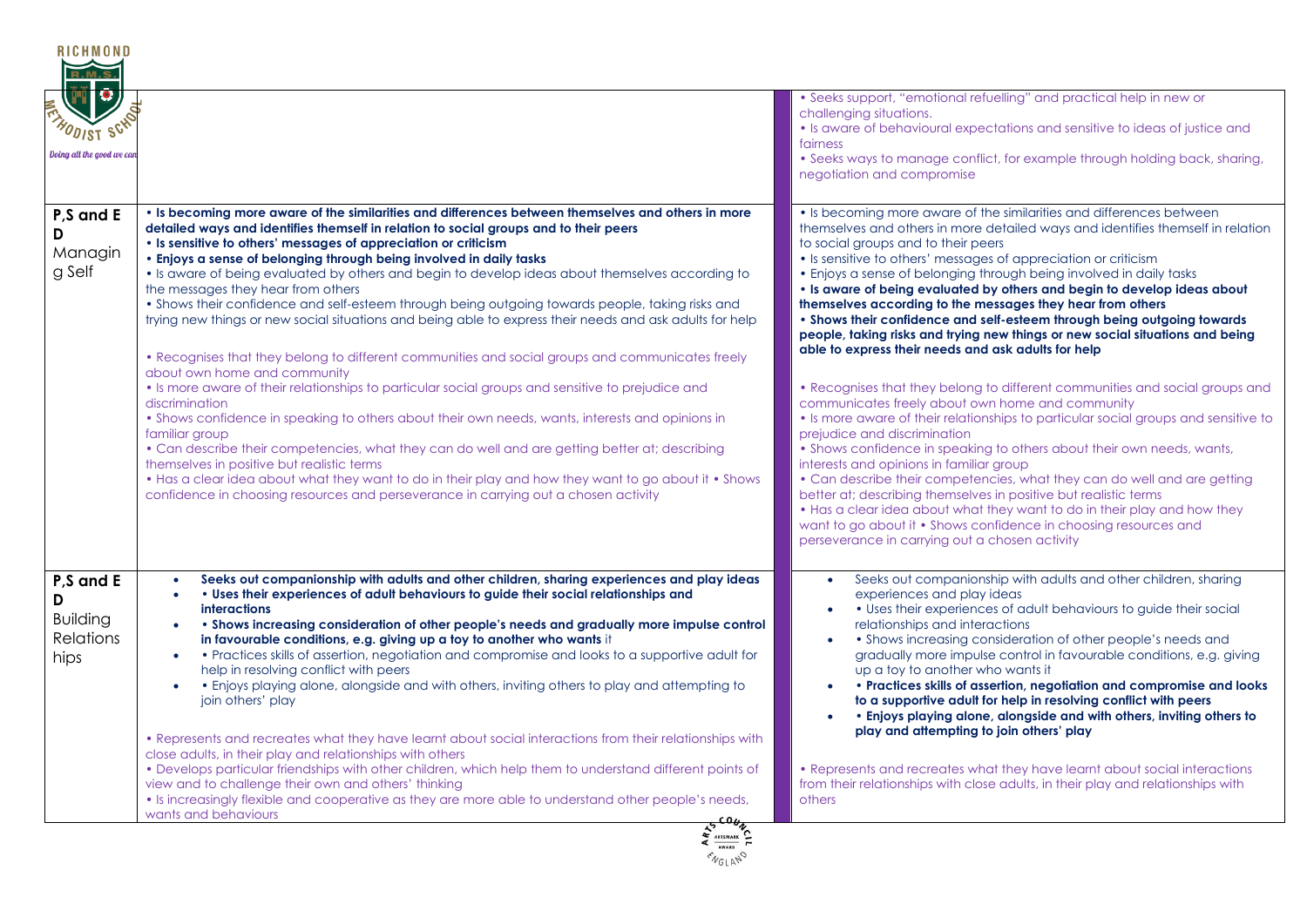| | | |
|---|---|---|
| | | • Seeks support, "emotional refuelling" and practical help in new or challenging situations. • Is aware of behavioural expectations and sensitive to ideas of justice and fairness • Seeks ways to manage conflict, for example through holding back, sharing, negotiation and compromise |
| P,S and E D Managing Self | **• Is becoming more aware of the similarities and differences between themselves and others in more detailed ways and identifies themself in relation to social groups and to their peers** **• Is sensitive to others' messages of appreciation or criticism** **• Enjoys a sense of belonging through being involved in daily tasks** • Is aware of being evaluated by others and begin to develop ideas about themselves according to the messages they hear from others • Shows their confidence and self-esteem through being outgoing towards people, taking risks and trying new things or new social situations and being able to express their needs and ask adults for help<br><br>• Recognises that they belong to different communities and social groups and communicates freely about own home and community • Is more aware of their relationships to particular social groups and sensitive to prejudice and discrimination • Shows confidence in speaking to others about their own needs, wants, interests and opinions in familiar group • Can describe their competencies, what they can do well and are getting better at; describing themselves in positive but realistic terms • Has a clear idea about what they want to do in their play and how they want to go about it • Shows confidence in choosing resources and perseverance in carrying out a chosen activity | • Is becoming more aware of the similarities and differences between themselves and others in more detailed ways and identifies themself in relation to social groups and to their peers • Is sensitive to others' messages of appreciation or criticism • Enjoys a sense of belonging through being involved in daily tasks **• Is aware of being evaluated by others and begin to develop ideas about themselves according to the messages they hear from others** **• Shows their confidence and self-esteem through being outgoing towards people, taking risks and trying new things or new social situations and being able to express their needs and ask adults for help**<br><br>• Recognises that they belong to different communities and social groups and communicates freely about own home and community • Is more aware of their relationships to particular social groups and sensitive to prejudice and discrimination • Shows confidence in speaking to others about their own needs, wants, interests and opinions in familiar group • Can describe their competencies, what they can do well and are getting better at; describing themselves in positive but realistic terms • Has a clear idea about what they want to do in their play and how they want to go about it • Shows confidence in choosing resources and perseverance in carrying out a chosen activity |
| P,S and E D Building Relationships | • **Seeks out companionship with adults and other children, sharing experiences and play ideas** • **• Uses their experiences of adult behaviours to guide their social relationships and interactions** • **• Shows increasing consideration of other people's needs and gradually more impulse control in favourable conditions, e.g. giving up a toy to another who wants** it • • Practices skills of assertion, negotiation and compromise and looks to a supportive adult for help in resolving conflict with peers • • Enjoys playing alone, alongside and with others, inviting others to play and attempting to join others' play<br><br>• Represents and recreates what they have learnt about social interactions from their relationships with close adults, in their play and relationships with others • Develops particular friendships with other children, which help them to understand different points of view and to challenge their own and others' thinking • Is increasingly flexible and cooperative as they are more able to understand other people's needs, wants and behaviours | • Seeks out companionship with adults and other children, sharing experiences and play ideas • • Uses their experiences of adult behaviours to guide their social relationships and interactions • • Shows increasing consideration of other people's needs and gradually more impulse control in favourable conditions, e.g. giving up a toy to another who wants it • **• Practices skills of assertion, negotiation and compromise and looks to a supportive adult for help in resolving conflict with peers** • **• Enjoys playing alone, alongside and with others, inviting others to play and attempting to join others' play**<br><br>• Represents and recreates what they have learnt about social interactions from their relationships with close adults, in their play and relationships with others |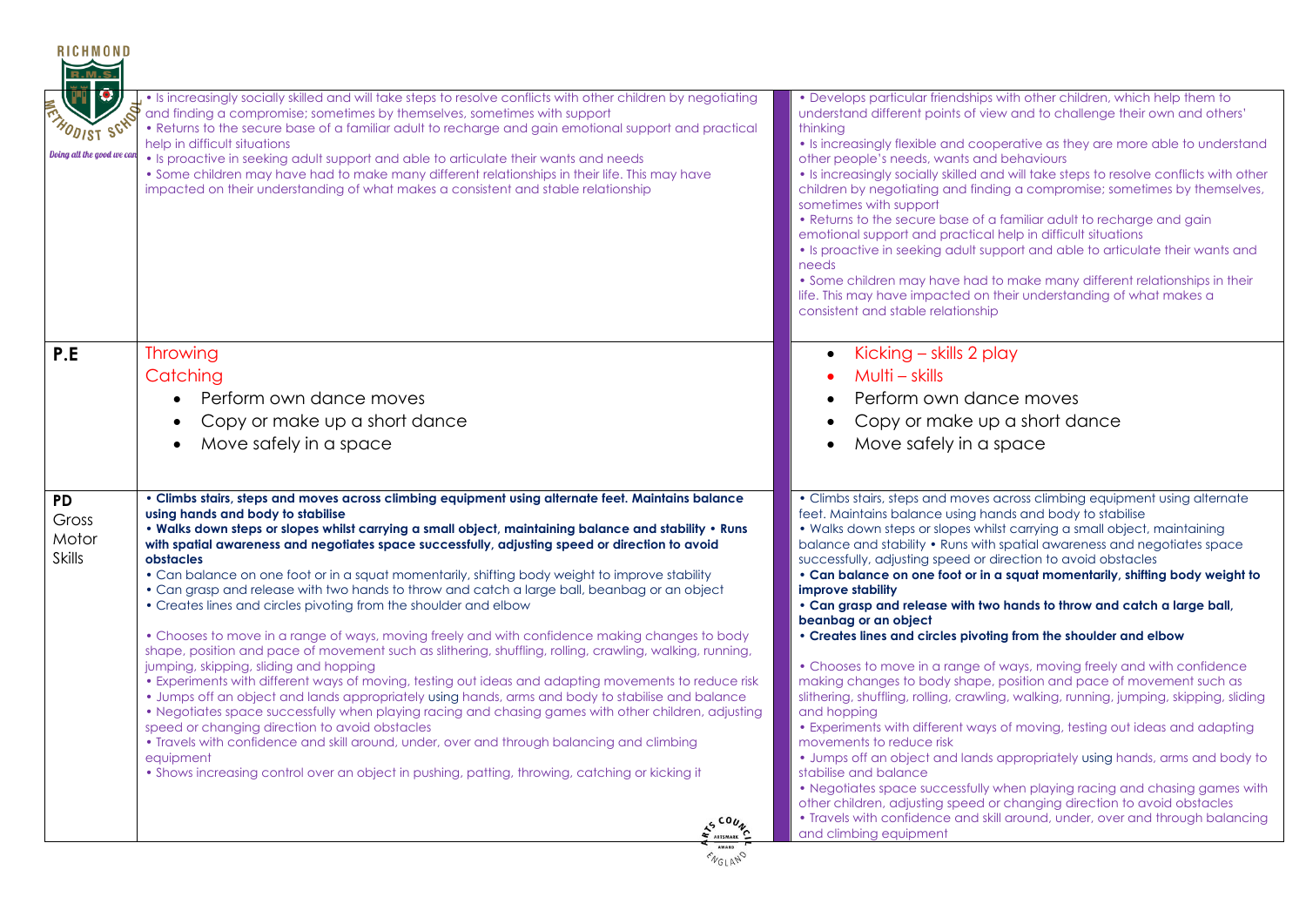| | | |
|---|---|---|
| | • Is increasingly socially skilled and will take steps to resolve conflicts with other children by negotiating and finding a compromise; sometimes by themselves, sometimes with support<br>• Returns to the secure base of a familiar adult to recharge and gain emotional support and practical help in difficult situations<br>• Is proactive in seeking adult support and able to articulate their wants and needs<br>• Some children may have had to make many different relationships in their life. This may have impacted on their understanding of what makes a consistent and stable relationship | • Develops particular friendships with other children, which help them to understand different points of view and to challenge their own and others' thinking<br>• Is increasingly flexible and cooperative as they are more able to understand other people's needs, wants and behaviours<br>• Is increasingly socially skilled and will take steps to resolve conflicts with other children by negotiating and finding a compromise; sometimes by themselves, sometimes with support<br>• Returns to the secure base of a familiar adult to recharge and gain emotional support and practical help in difficult situations<br>• Is proactive in seeking adult support and able to articulate their wants and needs<br>• Some children may have had to make many different relationships in their life. This may have impacted on their understanding of what makes a consistent and stable relationship |
| **P.E** | Throwing<br>Catching<br>• Perform own dance moves<br>• Copy or make up a short dance<br>• Move safely in a space | • Kicking – skills 2 play<br>• Multi – skills<br>• Perform own dance moves<br>• Copy or make up a short dance<br>• Move safely in a space |
| **PD** Gross Motor Skills | **• Climbs stairs, steps and moves across climbing equipment using alternate feet. Maintains balance using hands and body to stabilise**<br>**• Walks down steps or slopes whilst carrying a small object, maintaining balance and stability • Runs with spatial awareness and negotiates space successfully, adjusting speed or direction to avoid obstacles**<br>• Can balance on one foot or in a squat momentarily, shifting body weight to improve stability<br>• Can grasp and release with two hands to throw and catch a large ball, beanbag or an object<br>• Creates lines and circles pivoting from the shoulder and elbow<br><br>• Chooses to move in a range of ways, moving freely and with confidence making changes to body shape, position and pace of movement such as slithering, shuffling, rolling, crawling, walking, running, jumping, skipping, sliding and hopping<br>• Experiments with different ways of moving, testing out ideas and adapting movements to reduce risk<br>• Jumps off an object and lands appropriately using hands, arms and body to stabilise and balance<br>• Negotiates space successfully when playing racing and chasing games with other children, adjusting speed or changing direction to avoid obstacles<br>• Travels with confidence and skill around, under, over and through balancing and climbing equipment<br>• Shows increasing control over an object in pushing, patting, throwing, catching or kicking it | • Climbs stairs, steps and moves across climbing equipment using alternate feet. Maintains balance using hands and body to stabilise<br>• Walks down steps or slopes whilst carrying a small object, maintaining balance and stability • Runs with spatial awareness and negotiates space successfully, adjusting speed or direction to avoid obstacles<br>**• Can balance on one foot or in a squat momentarily, shifting body weight to improve stability**<br>**• Can grasp and release with two hands to throw and catch a large ball, beanbag or an object**<br>**• Creates lines and circles pivoting from the shoulder and elbow**<br><br>• Chooses to move in a range of ways, moving freely and with confidence making changes to body shape, position and pace of movement such as slithering, shuffling, rolling, crawling, walking, running, jumping, skipping, sliding and hopping<br>• Experiments with different ways of moving, testing out ideas and adapting movements to reduce risk<br>• Jumps off an object and lands appropriately using hands, arms and body to stabilise and balance<br>• Negotiates space successfully when playing racing and chasing games with other children, adjusting speed or changing direction to avoid obstacles<br>• Travels with confidence and skill around, under, over and through balancing and climbing equipment |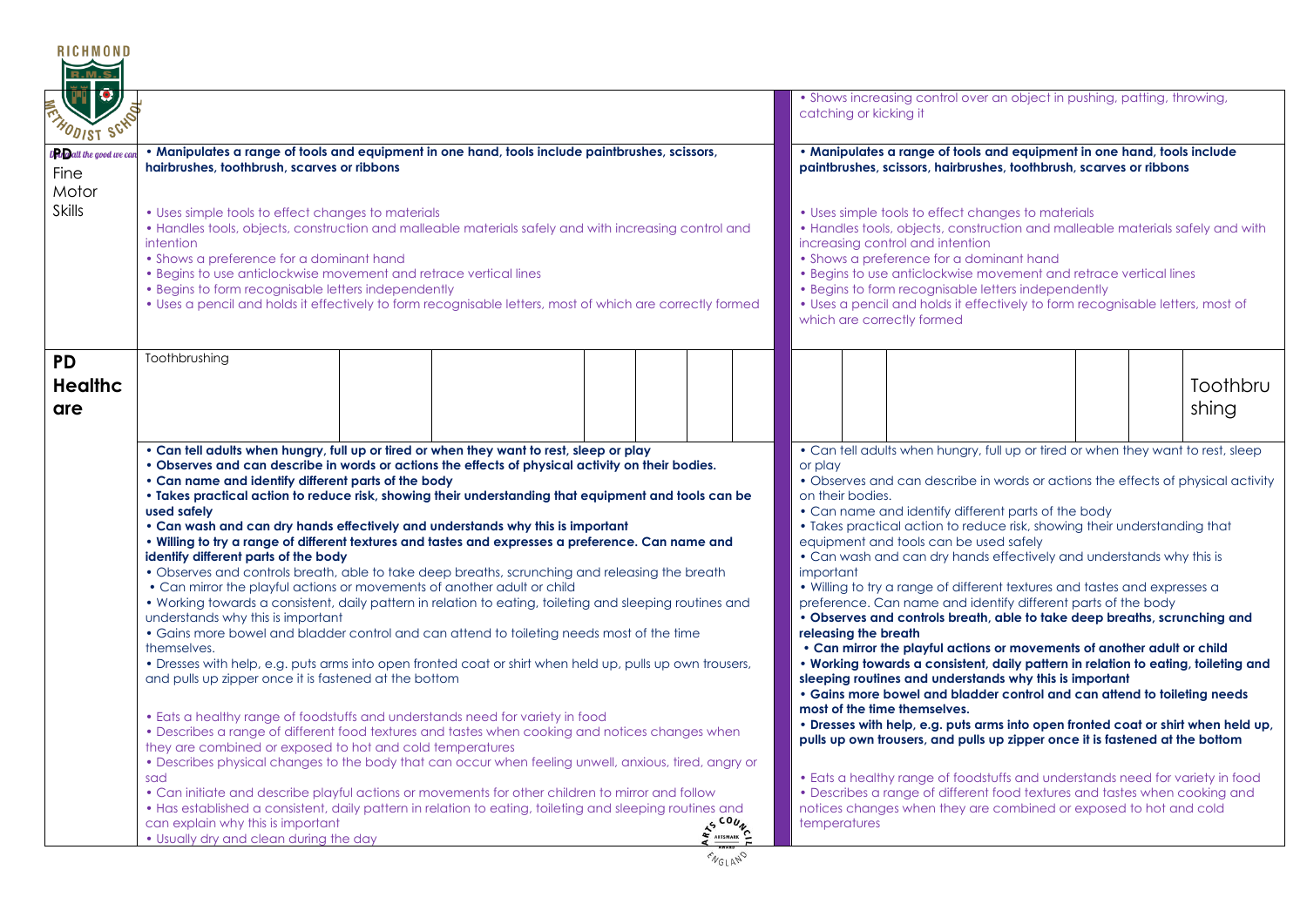| | | |
|---|---|---|
| | | • Shows increasing control over an object in pushing, patting, throwing, catching or kicking it |
| Fine Motor Skills | **• Manipulates a range of tools and equipment in one hand, tools include paintbrushes, scissors, hairbrushes, toothbrush, scarves or ribbons**<br><br>• Uses simple tools to effect changes to materials<br>• Handles tools, objects, construction and malleable materials safely and with increasing control and intention<br>• Shows a preference for a dominant hand<br>• Begins to use anticlockwise movement and retrace vertical lines<br>• Begins to form recognisable letters independently<br>• Uses a pencil and holds it effectively to form recognisable letters, most of which are correctly formed | **• Manipulates a range of tools and equipment in one hand, tools include paintbrushes, scissors, hairbrushes, toothbrush, scarves or ribbons**<br><br>• Uses simple tools to effect changes to materials<br>• Handles tools, objects, construction and malleable materials safely and with increasing control and intention<br>• Shows a preference for a dominant hand<br>• Begins to use anticlockwise movement and retrace vertical lines<br>• Begins to form recognisable letters independently<br>• Uses a pencil and holds it effectively to form recognisable letters, most of which are correctly formed |
| **PD Healthcare** | Toothbrushing | Toothbrushing |
| | **• Can tell adults when hungry, full up or tired or when they want to rest, sleep or play**<br>**• Observes and can describe in words or actions the effects of physical activity on their bodies.**<br>**• Can name and identify different parts of the body**<br>**• Takes practical action to reduce risk, showing their understanding that equipment and tools can be used safely**<br>**• Can wash and can dry hands effectively and understands why this is important**<br>**• Willing to try a range of different textures and tastes and expresses a preference. Can name and identify different parts of the body**<br>• Observes and controls breath, able to take deep breaths, scrunching and releasing the breath<br>• Can mirror the playful actions or movements of another adult or child<br>• Working towards a consistent, daily pattern in relation to eating, toileting and sleeping routines and understands why this is important<br>• Gains more bowel and bladder control and can attend to toileting needs most of the time themselves.<br>• Dresses with help, e.g. puts arms into open fronted coat or shirt when held up, pulls up own trousers, and pulls up zipper once it is fastened at the bottom<br><br>• Eats a healthy range of foodstuffs and understands need for variety in food<br>• Describes a range of different food textures and tastes when cooking and notices changes when they are combined or exposed to hot and cold temperatures<br>• Describes physical changes to the body that can occur when feeling unwell, anxious, tired, angry or sad<br>• Can initiate and describe playful actions or movements for other children to mirror and follow<br>• Has established a consistent, daily pattern in relation to eating, toileting and sleeping routines and can explain why this is important<br>• Usually dry and clean during the day | • Can tell adults when hungry, full up or tired or when they want to rest, sleep or play<br>• Observes and can describe in words or actions the effects of physical activity on their bodies.<br>• Can name and identify different parts of the body<br>• Takes practical action to reduce risk, showing their understanding that equipment and tools can be used safely<br>• Can wash and can dry hands effectively and understands why this is important<br>• Willing to try a range of different textures and tastes and expresses a preference. Can name and identify different parts of the body<br>**• Observes and controls breath, able to take deep breaths, scrunching and releasing the breath**<br>**• Can mirror the playful actions or movements of another adult or child**<br>**• Working towards a consistent, daily pattern in relation to eating, toileting and sleeping routines and understands why this is important**<br>**• Gains more bowel and bladder control and can attend to toileting needs most of the time themselves.**<br>**• Dresses with help, e.g. puts arms into open fronted coat or shirt when held up, pulls up own trousers, and pulls up zipper once it is fastened at the bottom**<br><br>• Eats a healthy range of foodstuffs and understands need for variety in food<br>• Describes a range of different food textures and tastes when cooking and notices changes when they are combined or exposed to hot and cold temperatures |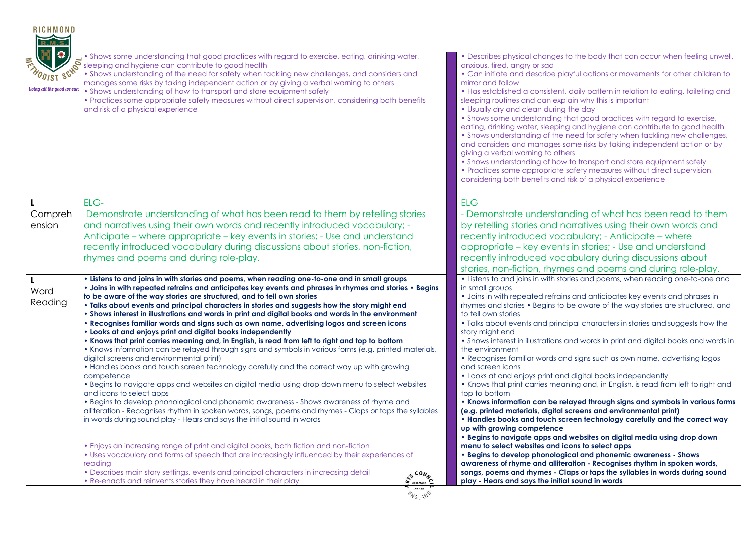| | | |
|---|---|---|
| | • Shows some understanding that good practices with regard to exercise, eating, drinking water, sleeping and hygiene can contribute to good health<br>• Shows understanding of the need for safety when tackling new challenges, and considers and manages some risks by taking independent action or by giving a verbal warning to others<br>• Shows understanding of how to transport and store equipment safely<br>• Practices some appropriate safety measures without direct supervision, considering both benefits and risk of a physical experience | • Describes physical changes to the body that can occur when feeling unwell, anxious, tired, angry or sad<br>• Can initiate and describe playful actions or movements for other children to mirror and follow<br>• Has established a consistent, daily pattern in relation to eating, toileting and sleeping routines and can explain why this is important<br>• Usually dry and clean during the day<br>• Shows some understanding that good practices with regard to exercise, eating, drinking water, sleeping and hygiene can contribute to good health<br>• Shows understanding of the need for safety when tackling new challenges, and considers and manages some risks by taking independent action or by giving a verbal warning to others<br>• Shows understanding of how to transport and store equipment safely<br>• Practices some appropriate safety measures without direct supervision, considering both benefits and risk of a physical experience |
| **L** Comprehension | ELG-<br>Demonstrate understanding of what has been read to them by retelling stories and narratives using their own words and recently introduced vocabulary; - Anticipate – where appropriate – key events in stories; - Use and understand recently introduced vocabulary during discussions about stories, non-fiction, rhymes and poems and during role-play. | ELG<br>- Demonstrate understanding of what has been read to them by retelling stories and narratives using their own words and recently introduced vocabulary; - Anticipate – where appropriate – key events in stories; - Use and understand recently introduced vocabulary during discussions about stories, non-fiction, rhymes and poems and during role-play. |
| **L** Word Reading | **• Listens to and joins in with stories and poems, when reading one-to-one and in small groups**<br>**• Joins in with repeated refrains and anticipates key events and phrases in rhymes and stories • Begins to be aware of the way stories are structured, and to tell own stories**<br>**• Talks about events and principal characters in stories and suggests how the story might end**<br>**• Shows interest in illustrations and words in print and digital books and words in the environment**<br>**• Recognises familiar words and signs such as own name, advertising logos and screen icons**<br>**• Looks at and enjoys print and digital books independently**<br>**• Knows that print carries meaning and, in English, is read from left to right and top to bottom**<br>• Knows information can be relayed through signs and symbols in various forms (e.g. printed materials, digital screens and environmental print)<br>• Handles books and touch screen technology carefully and the correct way up with growing competence<br>• Begins to navigate apps and websites on digital media using drop down menu to select websites and icons to select apps<br>• Begins to develop phonological and phonemic awareness - Shows awareness of rhyme and alliteration - Recognises rhythm in spoken words, songs, poems and rhymes - Claps or taps the syllables in words during sound play - Hears and says the initial sound in words<br><br>• Enjoys an increasing range of print and digital books, both fiction and non-fiction<br>• Uses vocabulary and forms of speech that are increasingly influenced by their experiences of reading<br>• Describes main story settings, events and principal characters in increasing detail<br>• Re-enacts and reinvents stories they have heard in their play | • Listens to and joins in with stories and poems, when reading one-to-one and in small groups<br>• Joins in with repeated refrains and anticipates key events and phrases in rhymes and stories • Begins to be aware of the way stories are structured, and to tell own stories<br>• Talks about events and principal characters in stories and suggests how the story might end<br>• Shows interest in illustrations and words in print and digital books and words in the environment<br>• Recognises familiar words and signs such as own name, advertising logos and screen icons<br>• Looks at and enjoys print and digital books independently<br>• Knows that print carries meaning and, in English, is read from left to right and top to bottom<br>**• Knows information can be relayed through signs and symbols in various forms (e.g. printed materials, digital screens and environmental print)**<br>**• Handles books and touch screen technology carefully and the correct way up with growing competence**<br>**• Begins to navigate apps and websites on digital media using drop down menu to select websites and icons to select apps**<br>**• Begins to develop phonological and phonemic awareness - Shows awareness of rhyme and alliteration - Recognises rhythm in spoken words, songs, poems and rhymes - Claps or taps the syllables in words during sound play - Hears and says the initial sound in words** |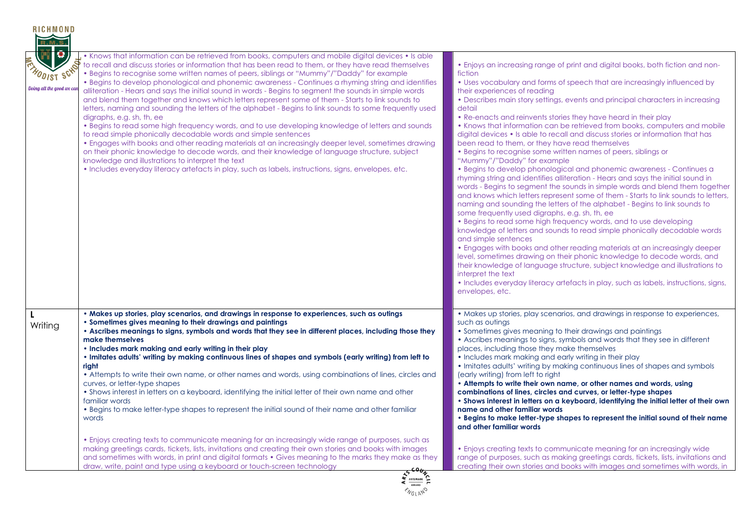| | | |
|---|---|---|
| | • Knows that information can be retrieved from books, computers and mobile digital devices • Is able to recall and discuss stories or information that has been read to them, or they have read themselves<br>• Begins to recognise some written names of peers, siblings or "Mummy"/"Daddy" for example<br>• Begins to develop phonological and phonemic awareness - Continues a rhyming string and identifies alliteration - Hears and says the initial sound in words - Begins to segment the sounds in simple words and blend them together and knows which letters represent some of them - Starts to link sounds to letters, naming and sounding the letters of the alphabet - Begins to link sounds to some frequently used digraphs, e.g. sh, th, ee<br>• Begins to read some high frequency words, and to use developing knowledge of letters and sounds to read simple phonically decodable words and simple sentences<br>• Engages with books and other reading materials at an increasingly deeper level, sometimes drawing on their phonic knowledge to decode words, and their knowledge of language structure, subject knowledge and illustrations to interpret the text<br>• Includes everyday literacy artefacts in play, such as labels, instructions, signs, envelopes, etc. | • Enjoys an increasing range of print and digital books, both fiction and non-fiction<br>• Uses vocabulary and forms of speech that are increasingly influenced by their experiences of reading<br>• Describes main story settings, events and principal characters in increasing detail<br>• Re-enacts and reinvents stories they have heard in their play<br>• Knows that information can be retrieved from books, computers and mobile digital devices • Is able to recall and discuss stories or information that has been read to them, or they have read themselves<br>• Begins to recognise some written names of peers, siblings or "Mummy"/"Daddy" for example<br>• Begins to develop phonological and phonemic awareness - Continues a rhyming string and identifies alliteration - Hears and says the initial sound in words - Begins to segment the sounds in simple words and blend them together and knows which letters represent some of them - Starts to link sounds to letters, naming and sounding the letters of the alphabet - Begins to link sounds to some frequently used digraphs, e.g. sh, th, ee<br>• Begins to read some high frequency words, and to use developing knowledge of letters and sounds to read simple phonically decodable words and simple sentences<br>• Engages with books and other reading materials at an increasingly deeper level, sometimes drawing on their phonic knowledge to decode words, and their knowledge of language structure, subject knowledge and illustrations to interpret the text<br>• Includes everyday literacy artefacts in play, such as labels, instructions, signs, envelopes, etc. |
| **L**<br>Writing | **• Makes up stories, play scenarios, and drawings in response to experiences, such as outings**<br>**• Sometimes gives meaning to their drawings and paintings**<br>**• Ascribes meanings to signs, symbols and words that they see in different places, including those they make themselves**<br>**• Includes mark making and early writing in their play**<br>**• Imitates adults' writing by making continuous lines of shapes and symbols (early writing) from left to right**<br>• Attempts to write their own name, or other names and words, using combinations of lines, circles and curves, or letter-type shapes<br>• Shows interest in letters on a keyboard, identifying the initial letter of their own name and other familiar words<br>• Begins to make letter-type shapes to represent the initial sound of their name and other familiar words<br><br>• Enjoys creating texts to communicate meaning for an increasingly wide range of purposes, such as making greetings cards, tickets, lists, invitations and creating their own stories and books with images and sometimes with words, in print and digital formats • Gives meaning to the marks they make as they draw, write, paint and type using a keyboard or touch-screen technology | • Makes up stories, play scenarios, and drawings in response to experiences, such as outings<br>• Sometimes gives meaning to their drawings and paintings<br>• Ascribes meanings to signs, symbols and words that they see in different places, including those they make themselves<br>• Includes mark making and early writing in their play<br>• Imitates adults' writing by making continuous lines of shapes and symbols (early writing) from left to right<br>**• Attempts to write their own name, or other names and words, using combinations of lines, circles and curves, or letter-type shapes**<br>**• Shows interest in letters on a keyboard, identifying the initial letter of their own name and other familiar words**<br>**• Begins to make letter-type shapes to represent the initial sound of their name and other familiar words**<br><br>• Enjoys creating texts to communicate meaning for an increasingly wide range of purposes, such as making greetings cards, tickets, lists, invitations and creating their own stories and books with images and sometimes with words, in |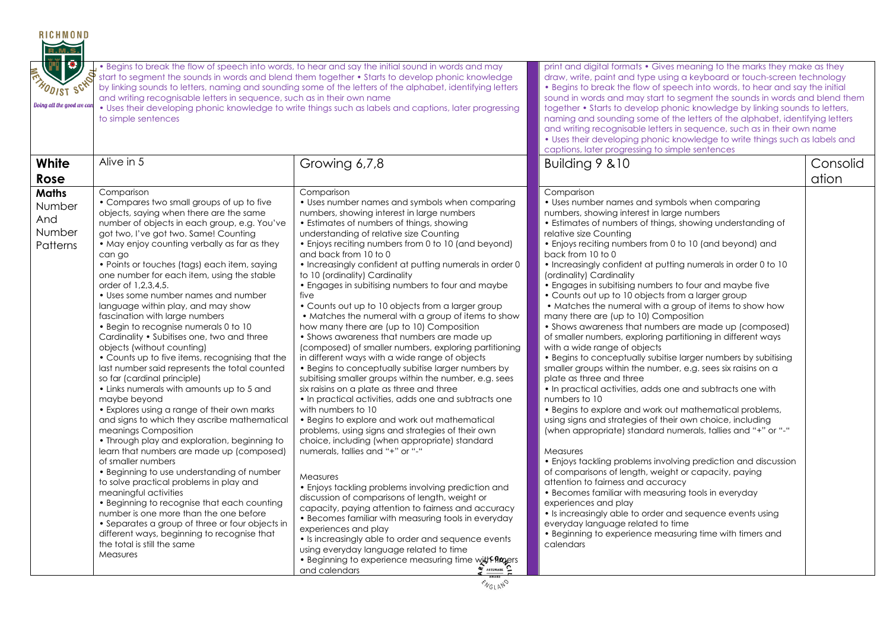| | | | | |
|---|---|---|---|---|
| | • Begins to break the flow of speech into words, to hear and say the initial sound in words and may start to segment the sounds in words and blend them together • Starts to develop phonic knowledge by linking sounds to letters, naming and sounding some of the letters of the alphabet, identifying letters and writing recognisable letters in sequence, such as in their own name • Uses their developing phonic knowledge to write things such as labels and captions, later progressing to simple sentences | | print and digital formats • Gives meaning to the marks they make as they draw, write, paint and type using a keyboard or touch-screen technology • Begins to break the flow of speech into words, to hear and say the initial sound in words and may start to segment the sounds in words and blend them together • Starts to develop phonic knowledge by linking sounds to letters, naming and sounding some of the letters of the alphabet, identifying letters and writing recognisable letters in sequence, such as in their own name • Uses their developing phonic knowledge to write things such as labels and captions, later progressing to simple sentences | |
| **White Rose** | Alive in 5 | Growing 6,7,8 | Building 9 &10 | Consolidation |
| **Maths** Number And Number Patterns | Comparison<br>• Compares two small groups of up to five objects, saying when there are the same number of objects in each group, e.g. You've got two, I've got two. Same! Counting<br>• May enjoy counting verbally as far as they can go<br>• Points or touches (tags) each item, saying one number for each item, using the stable order of 1,2,3,4,5.<br>• Uses some number names and number language within play, and may show fascination with large numbers<br>• Begin to recognise numerals 0 to 10 Cardinality • Subitises one, two and three objects (without counting)<br>• Counts up to five items, recognising that the last number said represents the total counted so far (cardinal principle)<br>• Links numerals with amounts up to 5 and maybe beyond<br>• Explores using a range of their own marks and signs to which they ascribe mathematical meanings Composition<br>• Through play and exploration, beginning to learn that numbers are made up (composed) of smaller numbers<br>• Beginning to use understanding of number to solve practical problems in play and meaningful activities<br>• Beginning to recognise that each counting number is one more than the one before<br>• Separates a group of three or four objects in different ways, beginning to recognise that the total is still the same<br>Measures | Comparison<br>• Uses number names and symbols when comparing numbers, showing interest in large numbers<br>• Estimates of numbers of things, showing understanding of relative size Counting<br>• Enjoys reciting numbers from 0 to 10 (and beyond) and back from 10 to 0<br>• Increasingly confident at putting numerals in order 0 to 10 (ordinality) Cardinality<br>• Engages in subitising numbers to four and maybe five<br>• Counts out up to 10 objects from a larger group<br>• Matches the numeral with a group of items to show how many there are (up to 10) Composition<br>• Shows awareness that numbers are made up (composed) of smaller numbers, exploring partitioning in different ways with a wide range of objects<br>• Begins to conceptually subitise larger numbers by subitising smaller groups within the number, e.g. sees six raisins on a plate as three and three<br>• In practical activities, adds one and subtracts one with numbers to 10<br>• Begins to explore and work out mathematical problems, using signs and strategies of their own choice, including (when appropriate) standard numerals, tallies and "+" or "-"<br><br>Measures<br>• Enjoys tackling problems involving prediction and discussion of comparisons of length, weight or capacity, paying attention to fairness and accuracy<br>• Becomes familiar with measuring tools in everyday experiences and play<br>• Is increasingly able to order and sequence events using everyday language related to time<br>• Beginning to experience measuring time with timers and calendars | Comparison<br>• Uses number names and symbols when comparing numbers, showing interest in large numbers<br>• Estimates of numbers of things, showing understanding of relative size Counting<br>• Enjoys reciting numbers from 0 to 10 (and beyond) and back from 10 to 0<br>• Increasingly confident at putting numerals in order 0 to 10 (ordinality) Cardinality<br>• Engages in subitising numbers to four and maybe five<br>• Counts out up to 10 objects from a larger group<br>• Matches the numeral with a group of items to show how many there are (up to 10) Composition<br>• Shows awareness that numbers are made up (composed) of smaller numbers, exploring partitioning in different ways with a wide range of objects<br>• Begins to conceptually subitise larger numbers by subitising smaller groups within the number, e.g. sees six raisins on a plate as three and three<br>• In practical activities, adds one and subtracts one with numbers to 10<br>• Begins to explore and work out mathematical problems, using signs and strategies of their own choice, including (when appropriate) standard numerals, tallies and "+" or "-"<br><br>Measures<br>• Enjoys tackling problems involving prediction and discussion of comparisons of length, weight or capacity, paying attention to fairness and accuracy<br>• Becomes familiar with measuring tools in everyday experiences and play<br>• Is increasingly able to order and sequence events using everyday language related to time<br>• Beginning to experience measuring time with timers and calendars | |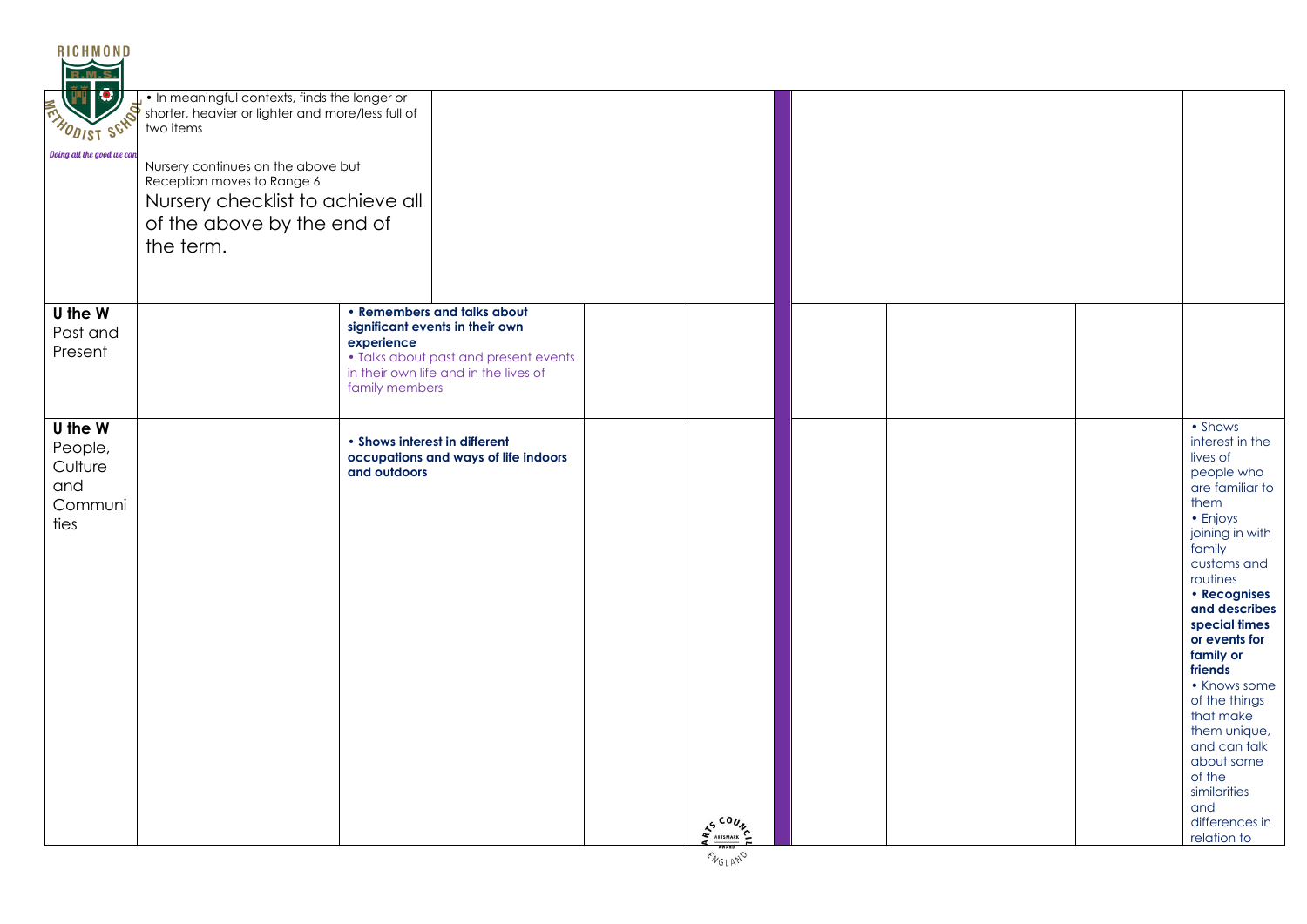| | | | | | | | | | |
|---|---|---|---|---|---|---|---|---|---|
| | • In meaningful contexts, finds the longer or shorter, heavier or lighter and more/less full of two items<br><br>Nursery continues on the above but Reception moves to Range 6<br>Nursery checklist to achieve all of the above by the end of the term. | | | | | | | | |
| **U the W** Past and Present | | **• Remembers and talks about significant events in their own experience**<br>• Talks about past and present events in their own life and in the lives of family members | | | | | | | |
| **U the W** People, Culture and Communities | | **• Shows interest in different occupations and ways of life indoors and outdoors** | | | | | | | • Shows interest in the lives of people who are familiar to them<br>• Enjoys joining in with family customs and routines<br>**• Recognises and describes special times or events for family or friends**<br>• Knows some of the things that make them unique, and can talk about some of the similarities and differences in relation to |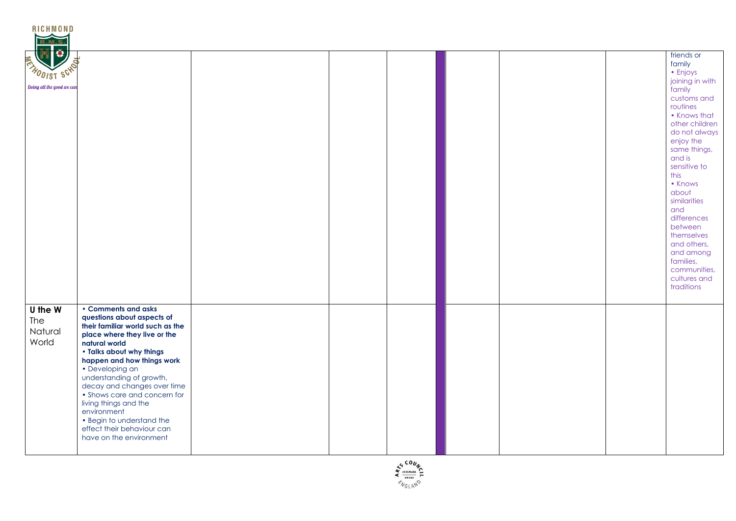| | | | | | | | | | |
|---|---|---|---|---|---|---|---|---|---|
| | | | | | | | | | friends or family<br>• Enjoys joining in with family customs and routines<br>• Knows that other children do not always enjoy the same things, and is sensitive to this<br>• Knows about similarities and differences between themselves and others, and among families, communities, cultures and traditions |
| **U the W**<br>The Natural World | **• Comments and asks questions about aspects of their familiar world such as the place where they live or the natural world**<br>**• Talks about why things happen and how things work**<br>• Developing an understanding of growth, decay and changes over time<br>• Shows care and concern for living things and the environment<br>• Begin to understand the effect their behaviour can have on the environment | | | | | | | | |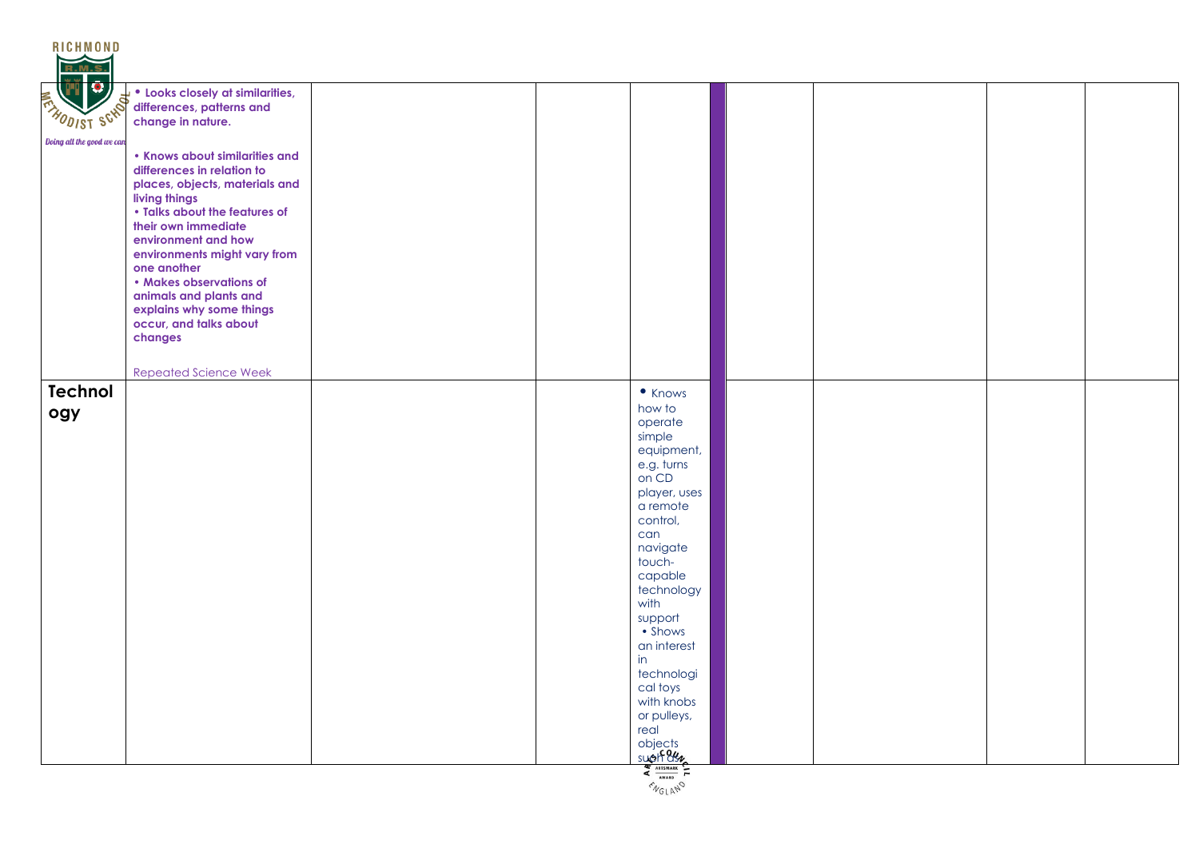| | | | | | | | | |
|---|---|---|---|---|---|---|---|---|
| | • **Looks closely at similarities, differences, patterns and change in nature.**<br><br>• **Knows about similarities and differences in relation to places, objects, materials and living things**<br>• **Talks about the features of their own immediate environment and how environments might vary from one another**<br>• **Makes observations of animals and plants and explains why some things occur, and talks about changes**<br><br>Repeated Science Week | | | | | | | |
| **Technology** | | | | • Knows how to operate simple equipment, e.g. turns on CD player, uses a remote control, can navigate touch-capable technology with support<br>• Shows an interest in technological toys with knobs or pulleys, real objects such as | | | | |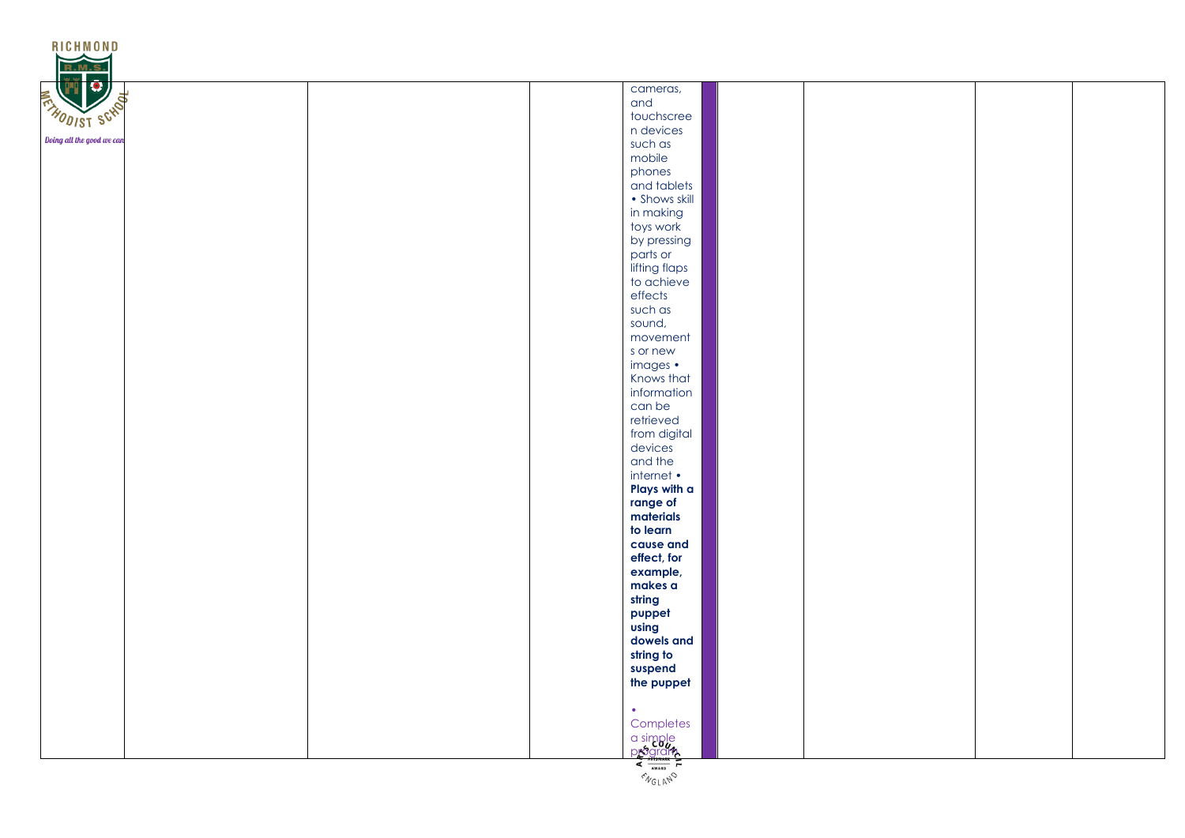|  |  |  | cameras, and touchscreen devices such as mobile phones and tablets • Shows skill in making toys work by pressing parts or lifting flaps to achieve effects such as sound, movements or new images • Knows that information can be retrieved from digital devices and the internet • **Plays with a range of materials to learn cause and effect, for example, makes a string puppet using dowels and string to suspend the puppet**<br><br>• Completes a simple program |  |  |  |  |  |
|---|---|---|---|---|---|---|---|---|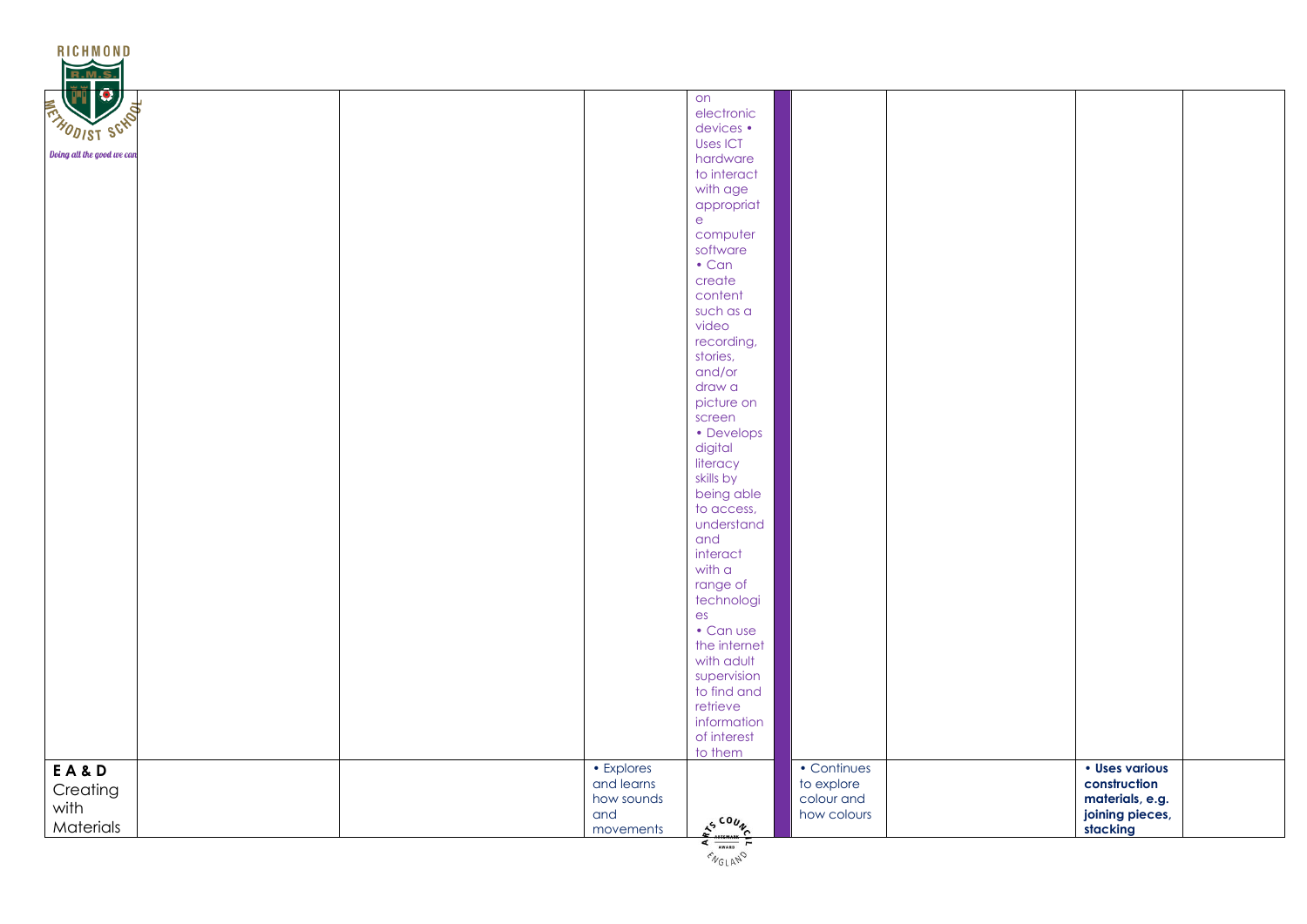| | | | | | | | | |
|---|---|---|---|---|---|---|---|---|
| | | | | on electronic devices • Uses ICT hardware to interact with age appropriate computer software • Can create content such as a video recording, stories, and/or draw a picture on screen • Develops digital literacy skills by being able to access, understand and interact with a range of technologies • Can use the internet with adult supervision to find and retrieve information of interest to them | | | | |
| **E A & D** Creating with Materials | | | • Explores and learns how sounds and movements | | • Continues to explore colour and how colours | | **• Uses various construction materials, e.g. joining pieces, stacking** | |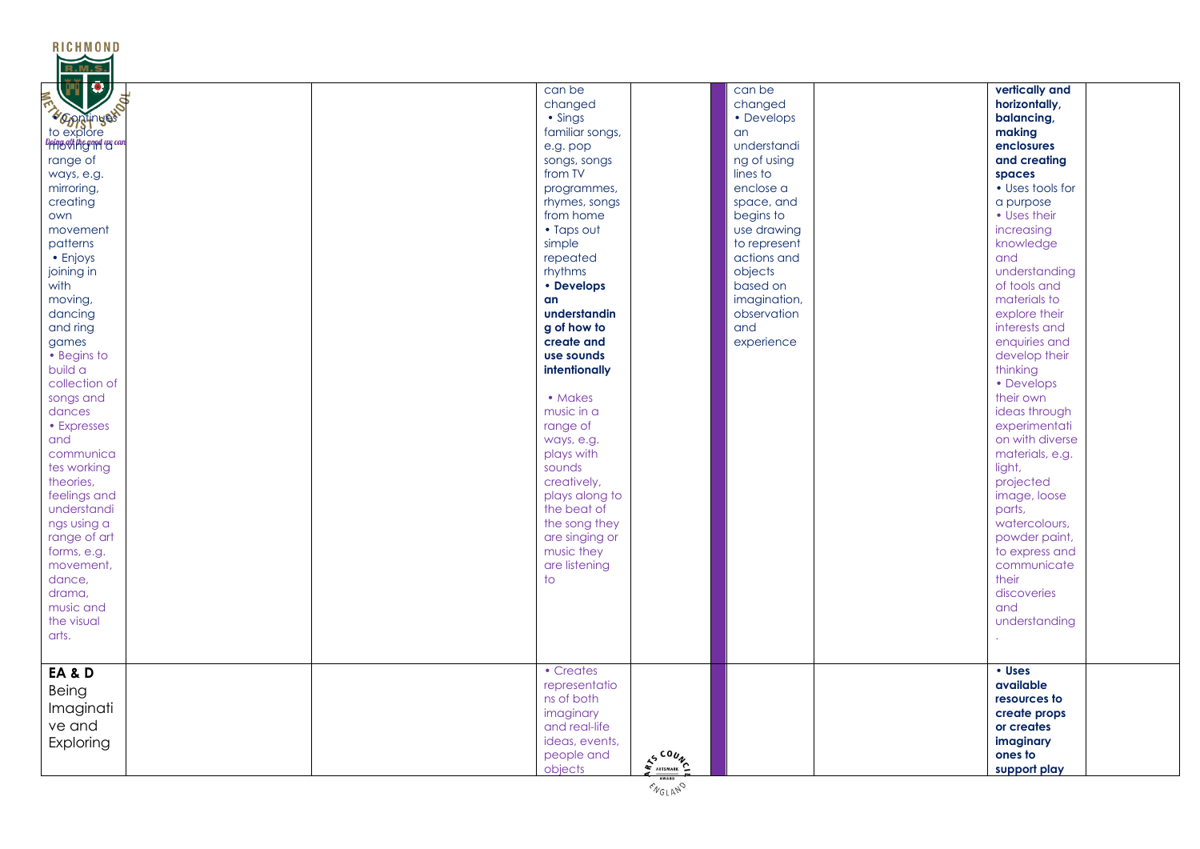| | | | | | | | | | |
|---|---|---|---|---|---|---|---|---|---|
| • Continues to explore moving in a range of ways, e.g. mirroring, creating own movement patterns • Enjoys joining in with moving, dancing and ring games • Begins to build a collection of songs and dances • Expresses and communicates working theories, feelings and understandings using a range of art forms, e.g. movement, dance, drama, music and the visual arts. | | | can be changed • Sings familiar songs, e.g. pop songs, songs from TV programmes, rhymes, songs from home • Taps out simple repeated rhythms **• Develops an understanding of how to create and use sounds intentionally** • Makes music in a range of ways, e.g. plays with sounds creatively, plays along to the beat of the song they are singing or music they are listening to | | | can be changed • Develops an understanding of using lines to enclose a space, and begins to use drawing to represent actions and objects based on imagination, observation and experience | | **vertically and horizontally, balancing, making enclosures and creating spaces** • Uses tools for a purpose • Uses their increasing knowledge and understanding of tools and materials to explore their interests and enquiries and develop their thinking • Develops their own ideas through experimentation with diverse materials, e.g. light, projected image, loose parts, watercolours, powder paint, to express and communicate their discoveries and understanding. | |
| **EA & D** Being Imaginative and Exploring | | | • Creates representations of both imaginary and real-life ideas, events, people and objects | | | | | **• Uses available resources to create props or creates imaginary ones to support play** | |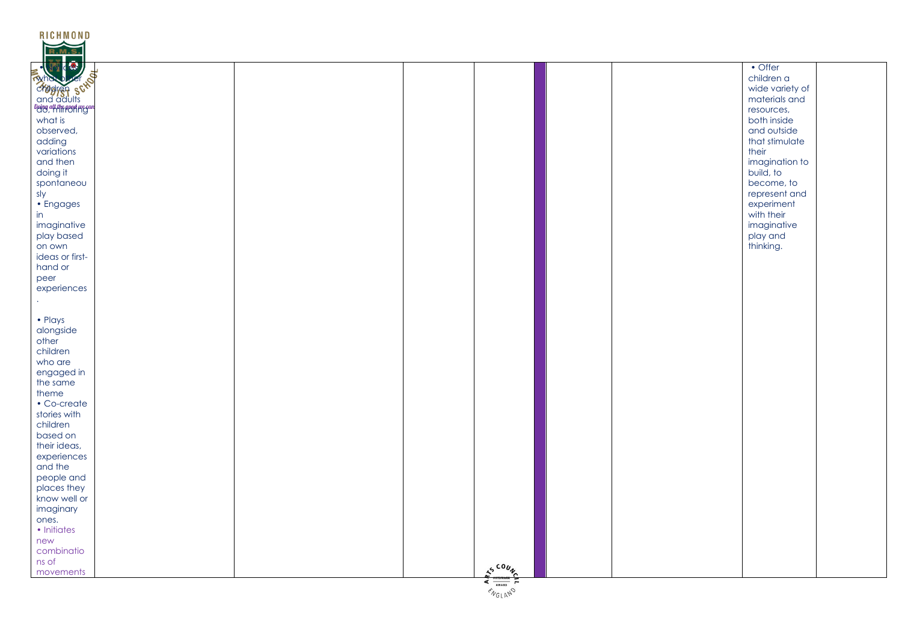| | | | | | | | | |
|---|---|---|---|---|---|---|---|---|
| • Notices what other children and adults do, mirroring what is observed, adding variations and then doing it spontaneously<br>• Engages in imaginative play based on own ideas or first-hand or peer experiences.<br><br>• Plays alongside other children who are engaged in the same theme<br>• Co-create stories with children based on their ideas, experiences and the people and places they know well or imaginary ones.<br>• Initiates new combinations of movements | | | | | | | • Offer children a wide variety of materials and resources, both inside and outside that stimulate their imagination to build, to become, to represent and experiment with their imaginative play and thinking. | |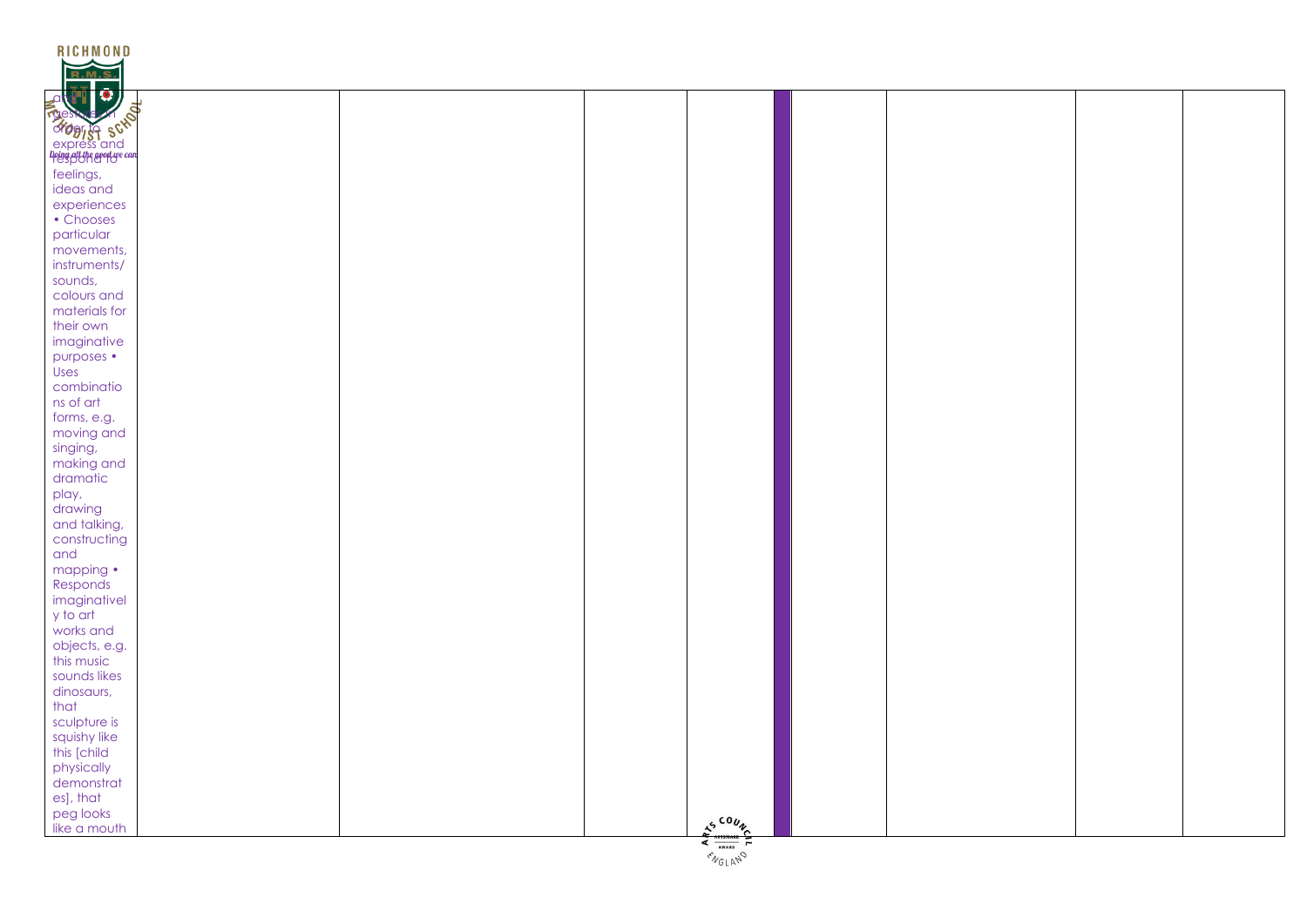| | | | | | | | | |
|---|---|---|---|---|---|---|---|---|
| and gesture in order to express and respond to feelings, ideas and experiences • Chooses particular movements, instruments/ sounds, colours and materials for their own imaginative purposes • Uses combinations of art forms, e.g. moving and singing, making and dramatic play, drawing and talking, constructing and mapping • Responds imaginatively to art works and objects, e.g. this music sounds likes dinosaurs, that sculpture is squishy like this [child physically demonstrates], that peg looks like a mouth | | | | | | | | |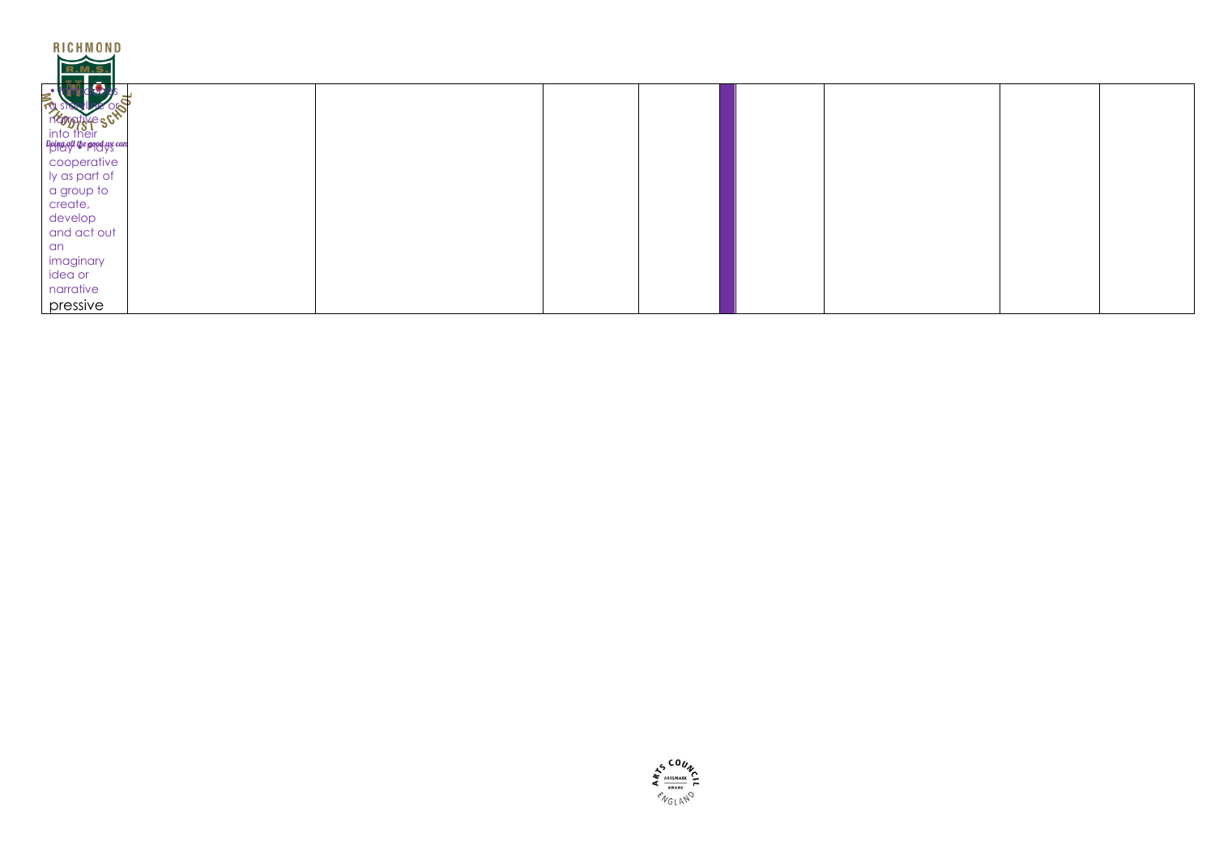| | | | | | | | | | |
|---|---|---|---|---|---|---|---|---|---|
| • Introduces a storyline or narrative into their play • Plays cooperatively as part of a group to create, develop and act out an imaginary idea or narrative pressive | | | | | | | | | |